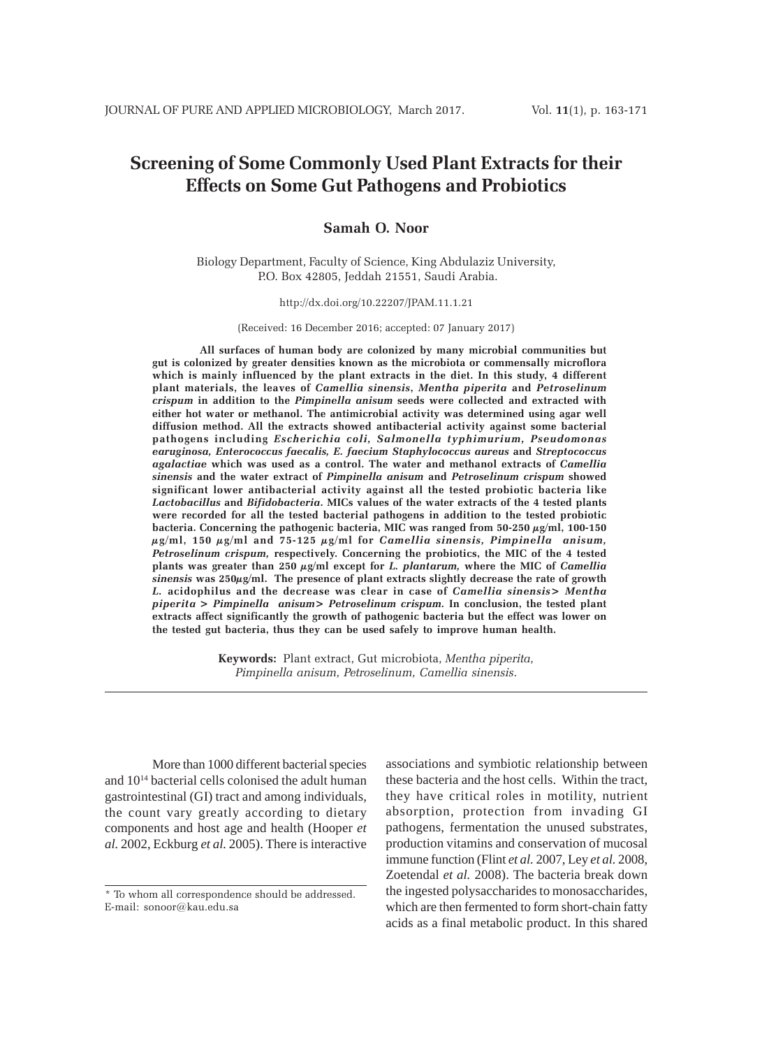# Screening of Some Commonly Used Plant Extracts for their Effects on Some Gut Pathogens and Probiotics

**Samah O. Noor**

Biology Department, Faculty of Science, King Abdulaziz University, P.O. Box 42805, Jeddah 21551, Saudi Arabia.

http://dx.doi.org/10.22207/JPAM.11.1.21

(Received: 16 December 2016; accepted: 07 January 2017)

**All surfaces of human body are colonized by many microbial communities but gut is colonized by greater densities known as the microbiota or commensally microflora which is mainly influenced by the plant extracts in the diet. In this study, 4 different plant materials, the leaves of *Camellia sinensis*, *Mentha piperita* and *Petroselinum crispum* in addition to the *Pimpinella anisum* seeds were collected and extracted with either hot water or methanol. The antimicrobial activity was determined using agar well diffusion method. All the extracts showed antibacterial activity against some bacterial pathogens including *Escherichia coli, Salmonella typhimurium, Pseudomonas earuginosa, Enterococcus faecalis, E. faecium Staphylococcus aureus* and *Streptococcus agalactiae* which was used as a control. The water and methanol extracts of *Camellia sinensis* and the water extract of *Pimpinella anisum* and *Petroselinum crispum* showed significant lower antibacterial activity against all the tested probiotic bacteria like *Lactobacillus* and *Bifidobacteria*. MICs values of the water extracts of the 4 tested plants were recorded for all the tested bacterial pathogens in addition to the tested probiotic bacteria. Concerning the pathogenic bacteria, MIC was ranged from 50-250 µg/ml, 100-150 µg/ml, 150 µg/ml and 75-125 µg/ml for *Camellia sinensis, Pimpinella anisum, Petroselinum crispum,* respectively. Concerning the probiotics, the MIC of the 4 tested plants was greater than 250 µg/ml except for *L. plantarum,* where the MIC of *Camellia sinensis* was 250µg/ml. The presence of plant extracts slightly decrease the rate of growth *L.* acidophilus and the decrease was clear in case of *Camellia sinensis> Mentha piperita > Pimpinella anisum> Petroselinum crispum*. In conclusion, the tested plant extracts affect significantly the growth of pathogenic bacteria but the effect was lower on the tested gut bacteria, thus they can be used safely to improve human health.**

**Keywords:** Plant extract, Gut microbiota, *Mentha piperita, Pimpinella anisum, Petroselinum, Camellia sinensis.*

More than 1000 different bacterial species and $10^{14}$ bacterial cells colonised the adult human gastrointestinal (GI) tract and among individuals, the count vary greatly according to dietary components and host age and health (Hooper *et al.* 2002, Eckburg *et al.* 2005). There is interactive associations and symbiotic relationship between these bacteria and the host cells. Within the tract, they have critical roles in motility, nutrient absorption, protection from invading GI pathogens, fermentation the unused substrates, production vitamins and conservation of mucosal immune function (Flint *et al.* 2007, Ley *et al.* 2008, Zoetendal *et al.* 2008). The bacteria break down the ingested polysaccharides to monosaccharides, which are then fermented to form short-chain fatty acids as a final metabolic product. In this shared

\* To whom all correspondence should be addressed.
E-mail: sonoor@kau.edu.sa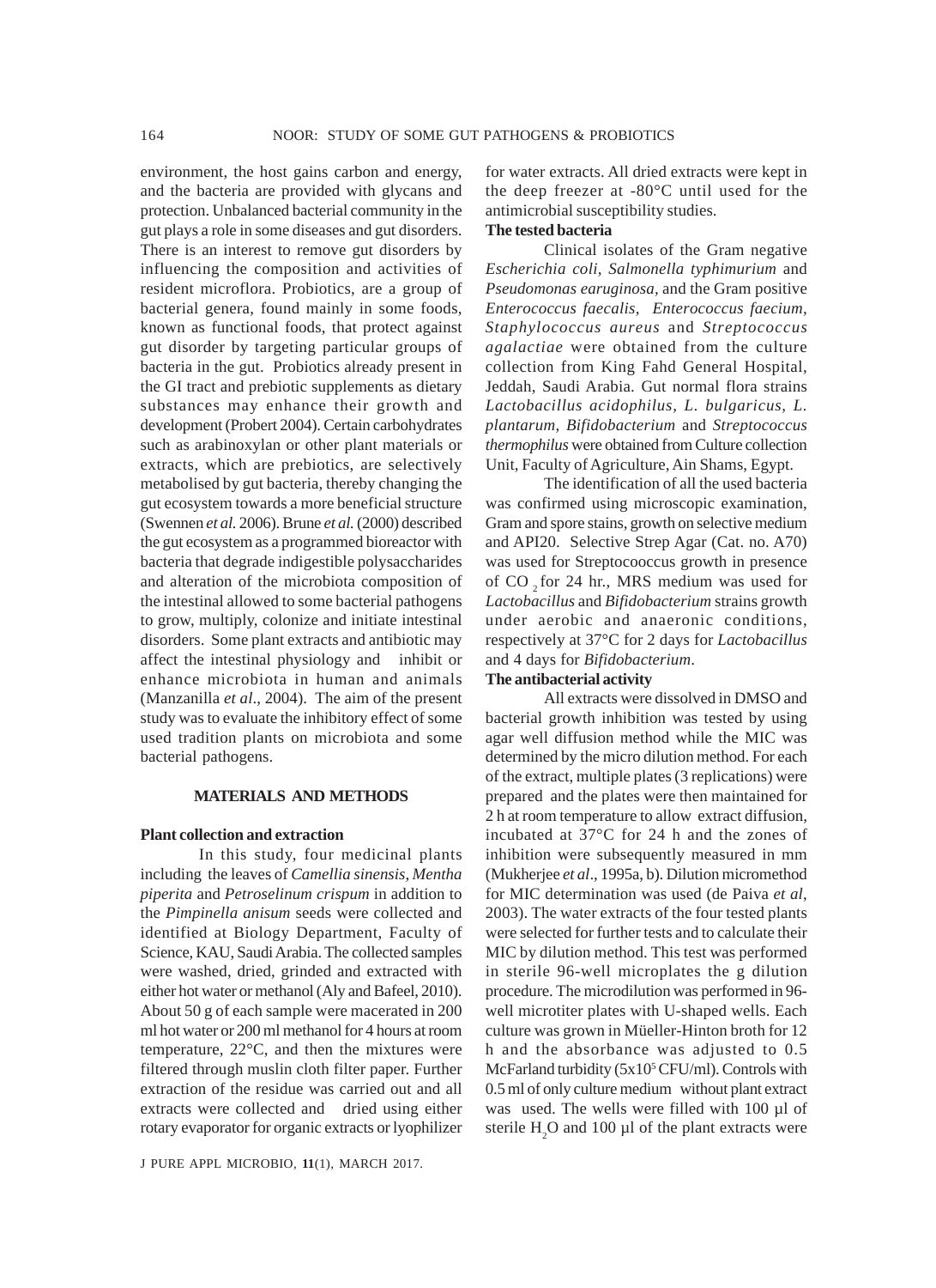environment, the host gains carbon and energy, and the bacteria are provided with glycans and protection. Unbalanced bacterial community in the gut plays a role in some diseases and gut disorders. There is an interest to remove gut disorders by influencing the composition and activities of resident microflora. Probiotics, are a group of bacterial genera, found mainly in some foods, known as functional foods, that protect against gut disorder by targeting particular groups of bacteria in the gut. Probiotics already present in the GI tract and prebiotic supplements as dietary substances may enhance their growth and development (Probert 2004). Certain carbohydrates such as arabinoxylan or other plant materials or extracts, which are prebiotics, are selectively metabolised by gut bacteria, thereby changing the gut ecosystem towards a more beneficial structure (Swennen *et al.* 2006). Brune *et al.* (2000) described the gut ecosystem as a programmed bioreactor with bacteria that degrade indigestible polysaccharides and alteration of the microbiota composition of the intestinal allowed to some bacterial pathogens to grow, multiply, colonize and initiate intestinal disorders. Some plant extracts and antibiotic may affect the intestinal physiology and inhibit or enhance microbiota in human and animals (Manzanilla *et al*., 2004). The aim of the present study was to evaluate the inhibitory effect of some used tradition plants on microbiota and some bacterial pathogens.

## MATERIALS AND METHODS

### Plant collection and extraction

In this study, four medicinal plants including the leaves of *Camellia sinensis*, *Mentha piperita* and *Petroselinum crispum* in addition to the *Pimpinella anisum* seeds were collected and identified at Biology Department, Faculty of Science, KAU, Saudi Arabia. The collected samples were washed, dried, grinded and extracted with either hot water or methanol (Aly and Bafeel, 2010). About 50 g of each sample were macerated in 200 ml hot water or 200 ml methanol for 4 hours at room temperature, 22°C, and then the mixtures were filtered through muslin cloth filter paper. Further extraction of the residue was carried out and all extracts were collected and dried using either rotary evaporator for organic extracts or lyophilizer for water extracts. All dried extracts were kept in the deep freezer at -80°C until used for the antimicrobial susceptibility studies.

### The tested bacteria

Clinical isolates of the Gram negative *Escherichia coli*, *Salmonella typhimurium* and *Pseudomonas earuginosa*, and the Gram positive *Enterococcus faecalis*, *Enterococcus faecium*, *Staphylococcus aureus* and *Streptococcus agalactiae* were obtained from the culture collection from King Fahd General Hospital, Jeddah, Saudi Arabia. Gut normal flora strains *Lactobacillus acidophilus*, *L. bulgaricus*, *L. plantarum*, *Bifidobacterium* and *Streptococcus thermophilus* were obtained from Culture collection Unit, Faculty of Agriculture, Ain Shams, Egypt.

The identification of all the used bacteria was confirmed using microscopic examination, Gram and spore stains, growth on selective medium and API20. Selective Strep Agar (Cat. no. A70) was used for Streptocooccus growth in presence of $CO_2$ for 24 hr., MRS medium was used for *Lactobacillus* and *Bifidobacterium* strains growth under aerobic and anaeronic conditions, respectively at 37°C for 2 days for *Lactobacillus* and 4 days for *Bifidobacterium*.

### The antibacterial activity

All extracts were dissolved in DMSO and bacterial growth inhibition was tested by using agar well diffusion method while the MIC was determined by the micro dilution method. For each of the extract, multiple plates (3 replications) were prepared and the plates were then maintained for 2 h at room temperature to allow extract diffusion, incubated at 37°C for 24 h and the zones of inhibition were subsequently measured in mm (Mukherjee *et al*., 1995a, b). Dilution micromethod for MIC determination was used (de Paiva *et al*, 2003). The water extracts of the four tested plants were selected for further tests and to calculate their MIC by dilution method. This test was performed in sterile 96-well microplates the g dilution procedure. The microdilution was performed in 96-well microtiter plates with U-shaped wells. Each culture was grown in Müeller-Hinton broth for 12 h and the absorbance was adjusted to 0.5 McFarland turbidity ($5x10^5$ CFU/ml). Controls with 0.5 ml of only culture medium without plant extract was used. The wells were filled with 100 µl of sterile $H_2O$ and 100 µl of the plant extracts were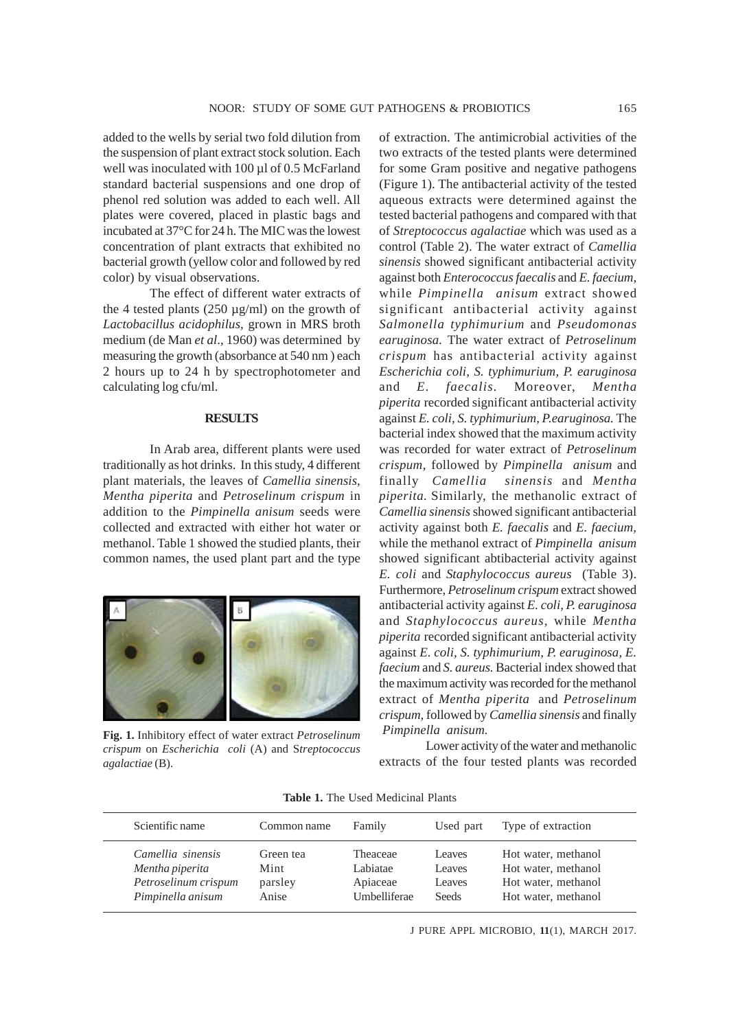added to the wells by serial two fold dilution from the suspension of plant extract stock solution. Each well was inoculated with 100 µl of 0.5 McFarland standard bacterial suspensions and one drop of phenol red solution was added to each well. All plates were covered, placed in plastic bags and incubated at 37°C for 24 h. The MIC was the lowest concentration of plant extracts that exhibited no bacterial growth (yellow color and followed by red color) by visual observations.

The effect of different water extracts of the 4 tested plants (250 µg/ml) on the growth of *Lactobacillus acidophilus*, grown in MRS broth medium (de Man *et al*., 1960) was determined by measuring the growth (absorbance at 540 nm ) each 2 hours up to 24 h by spectrophotometer and calculating log cfu/ml.

## RESULTS

In Arab area, different plants were used traditionally as hot drinks. In this study, 4 different plant materials, the leaves of *Camellia sinensis*, *Mentha piperita* and *Petroselinum crispum* in addition to the *Pimpinella anisum* seeds were collected and extracted with either hot water or methanol. Table 1 showed the studied plants, their common names, the used plant part and the type of extraction. The antimicrobial activities of the two extracts of the tested plants were determined for some Gram positive and negative pathogens (Figure 1). The antibacterial activity of the tested aqueous extracts were determined against the tested bacterial pathogens and compared with that of *Streptococcus agalactiae* which was used as a control (Table 2). The water extract of *Camellia sinensis* showed significant antibacterial activity against both *Enterococcus faecalis* and *E. faecium*, while *Pimpinella anisum* extract showed significant antibacterial activity against *Salmonella typhimurium* and *Pseudomonas earuginosa*. The water extract of *Petroselinum crispum* has antibacterial activity against *Escherichia coli, S. typhimurium, P. earuginosa* and *E. faecalis*. Moreover, *Mentha piperita* recorded significant antibacterial activity against *E. coli, S. typhimurium, P.earuginosa*. The bacterial index showed that the maximum activity was recorded for water extract of *Petroselinum crispum*, followed by *Pimpinella anisum* and finally *Camellia sinensis* and *Mentha piperita*. Similarly, the methanolic extract of *Camellia sinensis* showed significant antibacterial activity against both *E. faecalis* and *E. faecium*, while the methanol extract of *Pimpinella anisum* showed significant abtibacterial activity against *E. coli* and *Staphylococcus aureus* (Table 3). Furthermore, *Petroselinum crispum* extract showed antibacterial activity against *E. coli, P. earuginosa* and *Staphylococcus aureus*, while *Mentha piperita* recorded significant antibacterial activity against *E. coli, S. typhimurium, P. earuginosa, E. faecium* and *S. aureus*. Bacterial index showed that the maximum activity was recorded for the methanol extract of *Mentha piperita* and *Petroselinum crispum*, followed by *Camellia sinensis* and finally *Pimpinella anisum*.

**Fig. 1.** Inhibitory effect of water extract *Petroselinum crispum* on *Escherichia coli* (A) and S*treptococcus agalactiae* (B).

Lower activity of the water and methanolic extracts of the four tested plants was recorded

**Table 1.** The Used Medicinal Plants

| Scientific name | Common name | Family | Used part | Type of extraction |
|---|---|---|---|---|
| *Camellia sinensis* | Green tea | Theaceae | Leaves | Hot water, methanol |
| *Mentha piperita* | Mint | Labiatae | Leaves | Hot water, methanol |
| *Petroselinum crispum* | parsley | Apiaceae | Leaves | Hot water, methanol |
| *Pimpinella anisum* | Anise | Umbelliferae | Seeds | Hot water, methanol |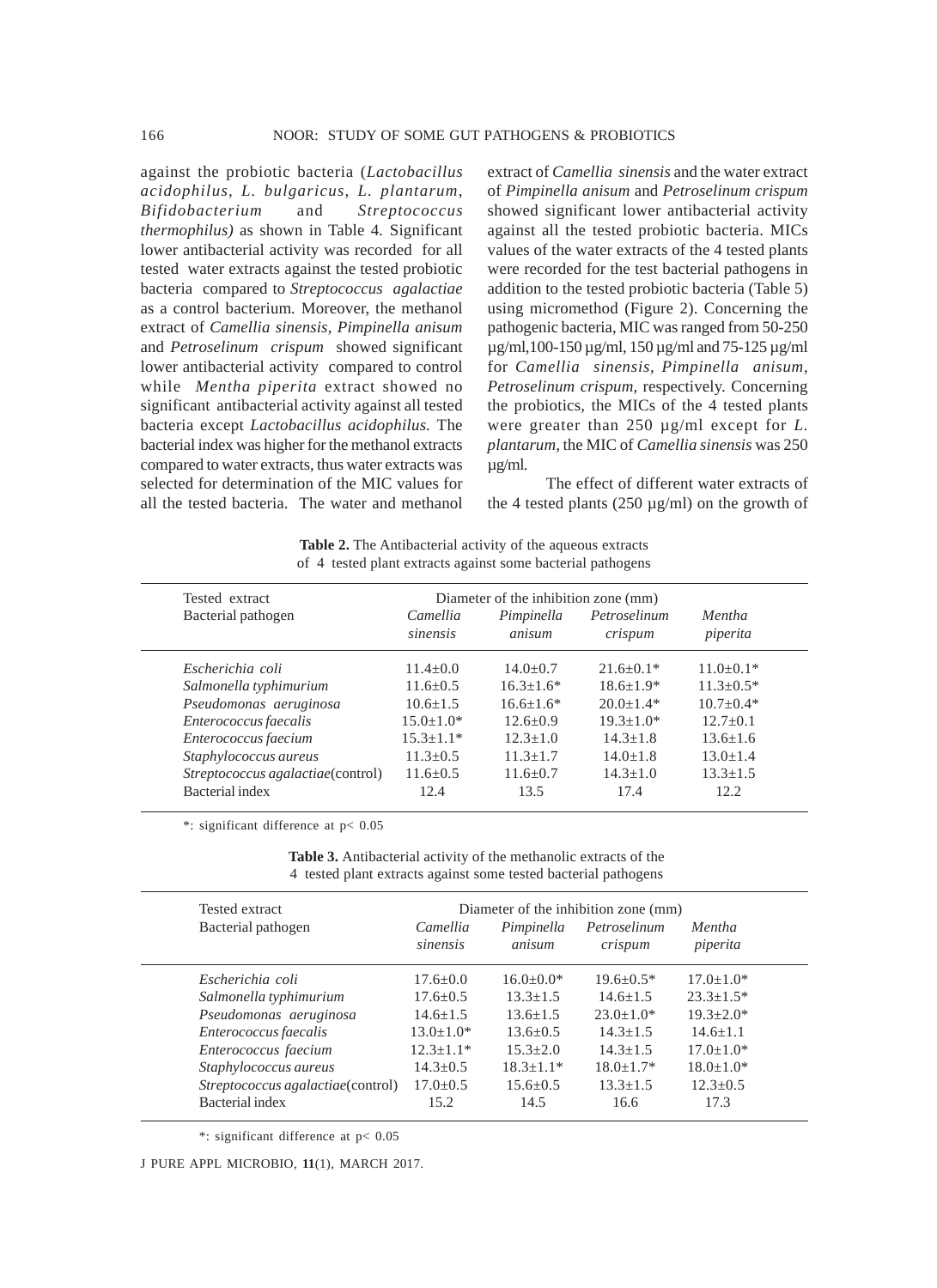against the probiotic bacteria (*Lactobacillus acidophilus, L. bulgaricus, L. plantarum, Bifidobacterium* and *Streptococcus thermophilus)* as shown in Table 4. Significant lower antibacterial activity was recorded for all tested water extracts against the tested probiotic bacteria compared to *Streptococcus agalactiae* as a control bacterium. Moreover, the methanol extract of *Camellia sinensis*, *Pimpinella anisum* and *Petroselinum crispum* showed significant lower antibacterial activity compared to control while *Mentha piperita* extract showed no significant antibacterial activity against all tested bacteria except *Lactobacillus acidophilus.* The bacterial index was higher for the methanol extracts compared to water extracts, thus water extracts was selected for determination of the MIC values for all the tested bacteria. The water and methanol extract of *Camellia sinensis* and the water extract of *Pimpinella anisum* and *Petroselinum crispum* showed significant lower antibacterial activity against all the tested probiotic bacteria. MICs values of the water extracts of the 4 tested plants were recorded for the test bacterial pathogens in addition to the tested probiotic bacteria (Table 5) using micromethod (Figure 2). Concerning the pathogenic bacteria, MIC was ranged from 50-250 µg/ml,100-150 µg/ml, 150 µg/ml and 75-125 µg/ml for *Camellia sinensis, Pimpinella anisum, Petroselinum crispum,* respectively. Concerning the probiotics, the MICs of the 4 tested plants were greater than 250 µg/ml except for *L. plantarum,* the MIC of *Camellia sinensis* was 250 µg/ml.

The effect of different water extracts of the 4 tested plants (250 µg/ml) on the growth of

**Table 2.** The Antibacterial activity of the aqueous extracts of 4 tested plant extracts against some bacterial pathogens

| Tested extract<br>Bacterial pathogen | Diameter of the inhibition zone (mm)<br>*Camellia sinensis* | *Pimpinella anisum* | *Petroselinum crispum* | *Mentha piperita* |
|---|---|---|---|---|
| *Escherichia coli* | 11.4±0.0 | 14.0±0.7 | 21.6±0.1* | 11.0±0.1* |
| *Salmonella typhimurium* | 11.6±0.5 | 16.3±1.6* | 18.6±1.9* | 11.3±0.5* |
| *Pseudomonas aeruginosa* | 10.6±1.5 | 16.6±1.6* | 20.0±1.4* | 10.7±0.4* |
| *Enterococcus faecalis* | 15.0±1.0* | 12.6±0.9 | 19.3±1.0* | 12.7±0.1 |
| *Enterococcus faecium* | 15.3±1.1* | 12.3±1.0 | 14.3±1.8 | 13.6±1.6 |
| *Staphylococcus aureus* | 11.3±0.5 | 11.3±1.7 | 14.0±1.8 | 13.0±1.4 |
| *Streptococcus agalactiae*(control) | 11.6±0.5 | 11.6±0.7 | 14.3±1.0 | 13.3±1.5 |
| Bacterial index | 12.4 | 13.5 | 17.4 | 12.2 |

*: significant difference at $p < 0.05$

**Table 3.** Antibacterial activity of the methanolic extracts of the 4 tested plant extracts against some tested bacterial pathogens

| Tested extract<br>Bacterial pathogen | Diameter of the inhibition zone (mm)<br>*Camellia sinensis* | *Pimpinella anisum* | *Petroselinum crispum* | *Mentha piperita* |
|---|---|---|---|---|
| *Escherichia coli* | 17.6±0.0 | 16.0±0.0* | 19.6±0.5* | 17.0±1.0* |
| *Salmonella typhimurium* | 17.6±0.5 | 13.3±1.5 | 14.6±1.5 | 23.3±1.5* |
| *Pseudomonas aeruginosa* | 14.6±1.5 | 13.6±1.5 | 23.0±1.0* | 19.3±2.0* |
| *Enterococcus faecalis* | 13.0±1.0* | 13.6±0.5 | 14.3±1.5 | 14.6±1.1 |
| *Enterococcus faecium* | 12.3±1.1* | 15.3±2.0 | 14.3±1.5 | 17.0±1.0* |
| *Staphylococcus aureus* | 14.3±0.5 | 18.3±1.1* | 18.0±1.7* | 18.0±1.0* |
| *Streptococcus agalactiae*(control) | 17.0±0.5 | 15.6±0.5 | 13.3±1.5 | 12.3±0.5 |
| Bacterial index | 15.2 | 14.5 | 16.6 | 17.3 |

*: significant difference at $p < 0.05$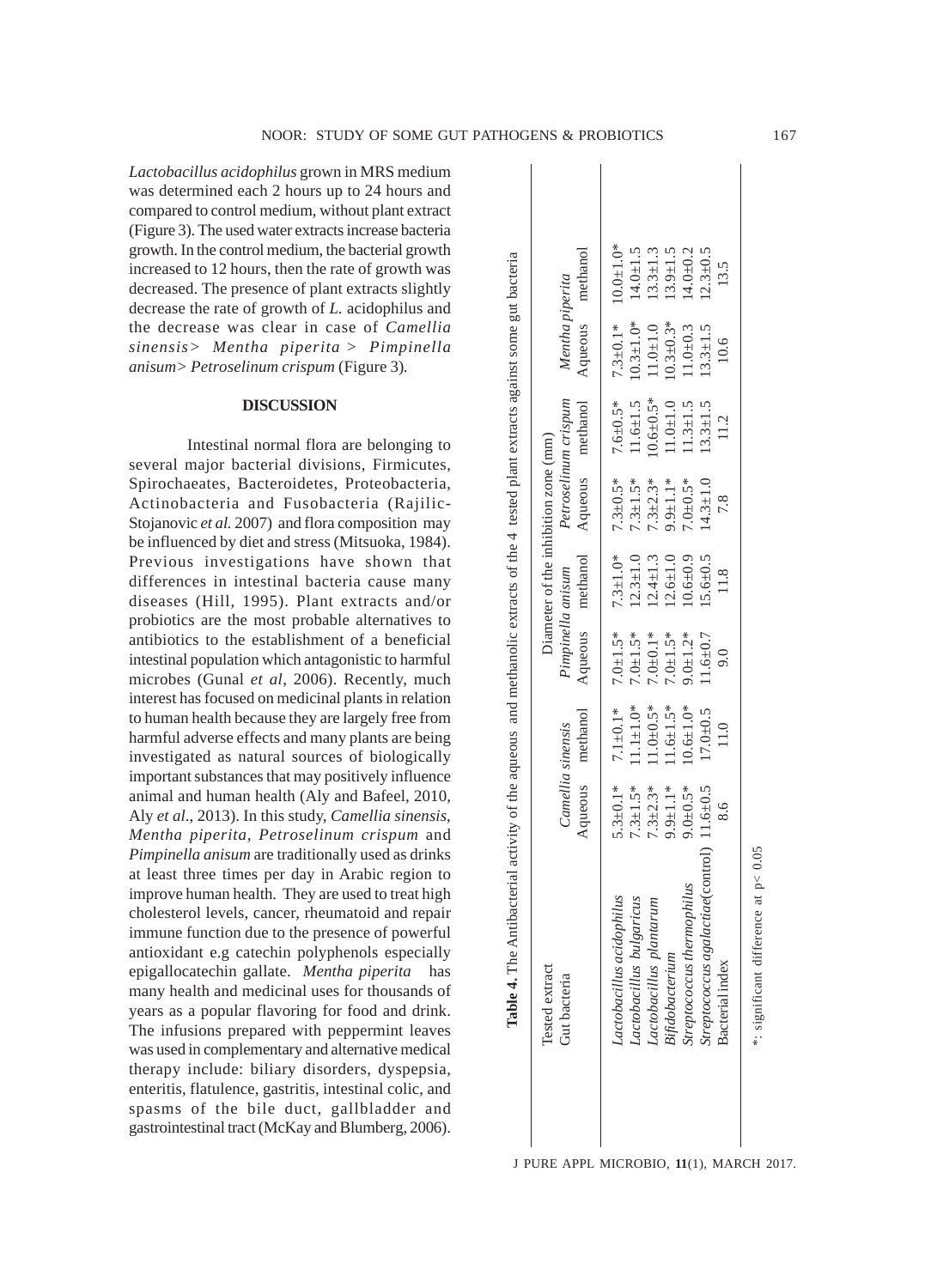*Lactobacillus acidophilus* grown in MRS medium was determined each 2 hours up to 24 hours and compared to control medium, without plant extract (Figure 3). The used water extracts increase bacteria growth. In the control medium, the bacterial growth increased to 12 hours, then the rate of growth was decreased. The presence of plant extracts slightly decrease the rate of growth of *L.* acidophilus and the decrease was clear in case of *Camellia sinensis> Mentha piperita > Pimpinella anisum> Petroselinum crispum* (Figure 3).

## DISCUSSION

Intestinal normal flora are belonging to several major bacterial divisions, Firmicutes, Spirochaeates, Bacteroidetes, Proteobacteria, Actinobacteria and Fusobacteria (Rajilic-Stojanovic *et al.* 2007) and flora composition may be influenced by diet and stress (Mitsuoka, 1984). Previous investigations have shown that differences in intestinal bacteria cause many diseases (Hill, 1995). Plant extracts and/or probiotics are the most probable alternatives to antibiotics to the establishment of a beneficial intestinal population which antagonistic to harmful microbes (Gunal *et al*, 2006). Recently, much interest has focused on medicinal plants in relation to human health because they are largely free from harmful adverse effects and many plants are being investigated as natural sources of biologically important substances that may positively influence animal and human health (Aly and Bafeel, 2010, Aly *et al*., 2013). In this study, *Camellia sinensis*, *Mentha piperita*, *Petroselinum crispum* and *Pimpinella anisum* are traditionally used as drinks at least three times per day in Arabic region to improve human health. They are used to treat high cholesterol levels, cancer, rheumatoid and repair immune function due to the presence of powerful antioxidant e.g catechin polyphenols especially epigallocatechin gallate. *Mentha piperita* has many health and medicinal uses for thousands of years as a popular flavoring for food and drink. The infusions prepared with peppermint leaves was used in complementary and alternative medical therapy include: biliary disorders, dyspepsia, enteritis, flatulence, gastritis, intestinal colic, and spasms of the bile duct, gallbladder and gastrointestinal tract (McKay and Blumberg, 2006).

**Table 4.** The Antibacterial activity of the aqueous and methanolic extracts of the 4 tested plant extracts against some gut bacteria

| Tested extract Gut bacteria | Diameter of the inhibition zone (mm) | | | | | | | |
|---|---|---|---|---|---|---|---|---|
| | *Camellia sinensis* | | *Pimpinella anisum* | | *Petroselinum crispum* | | *Mentha piperita* | |
| | Aqueous | methanol | Aqueous | methanol | Aqueous | methanol | Aqueous | methanol |
| *Lactobacillus acidophilus* | 5.3±0.1* | 7.1±0.1* | 7.0±1.5* | 7.3±1.0* | 7.3±0.5* | 7.6±0.5* | 7.3±0.1* | 10.0±1.0* |
| *Lactobacillus bulgaricus* | 7.3±1.5* | 11.1±1.0* | 7.0±1.5* | 12.3±1.0 | 7.3±1.5* | 11.6±1.5 | 10.3±1.0* | 14.0±1.5 |
| *Lactobacillus plantarum* | 7.3±2.3* | 11.0±0.5* | 7.0±0.1* | 12.4±1.3 | 7.3±2.3* | 10.6±0.5* | 11.0±1.0 | 13.3±1.3 |
| *Bifidobacterium* | 9.9±1.1* | 11.6±1.5* | 7.0±1.5* | 12.6±1.0 | 9.9±1.1* | 11.0±1.0 | 10.3±0.3* | 13.9±1.5 |
| *Streptococcus thermophilus* | 9.0±0.5* | 10.6±1.0* | 9.0±1.2* | 10.6±0.9 | 7.0±0.5* | 11.3±1.5 | 11.0±0.3 | 14.0±0.2 |
| *Streptococcus agalactiae*(control) | 11.6±0.5 | 17.0±0.5 | 11.6±0.7 | 15.6±0.5 | 14.3±1.0 | 13.3±1.5 | 13.3±1.5 | 12.3±0.5 |
| Bacterial index | 8.6 | 11.0 | 9.0 | 11.8 | 7.8 | 11.2 | 10.6 | 13.5 |

*: significant difference at $p < 0.05$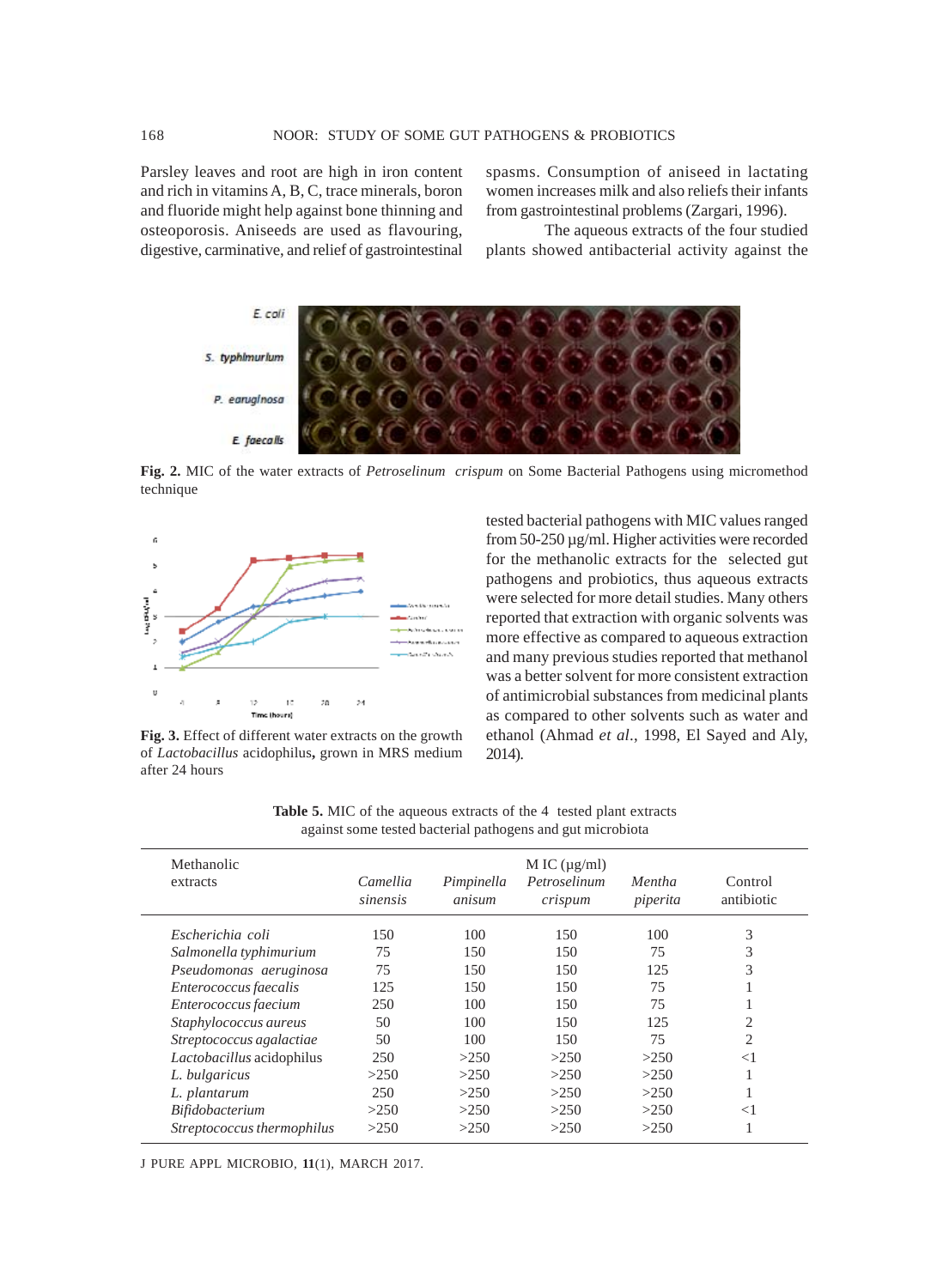Parsley leaves and root are high in iron content and rich in vitamins A, B, C, trace minerals, boron and fluoride might help against bone thinning and osteoporosis. Aniseeds are used as flavouring, digestive, carminative, and relief of gastrointestinal spasms. Consumption of aniseed in lactating women increases milk and also reliefs their infants from gastrointestinal problems (Zargari, 1996).

The aqueous extracts of the four studied plants showed antibacterial activity against the tested bacterial pathogens with MIC values ranged from 50-250 µg/ml. Higher activities were recorded for the methanolic extracts for the selected gut pathogens and probiotics, thus aqueous extracts were selected for more detail studies. Many others reported that extraction with organic solvents was more effective as compared to aqueous extraction and many previous studies reported that methanol was a better solvent for more consistent extraction of antimicrobial substances from medicinal plants as compared to other solvents such as water and ethanol (Ahmad *et al*., 1998, El Sayed and Aly, 2014).

**Fig. 2.** MIC of the water extracts of *Petroselinum crispum* on Some Bacterial Pathogens using micromethod technique

**Fig. 3.** Effect of different water extracts on the growth of *Lactobacillus* acidophilus**,** grown in MRS medium after 24 hours

**Table 5.** MIC of the aqueous extracts of the 4 tested plant extracts against some tested bacterial pathogens and gut microbiota

| Methanolic extracts | MIC (µg/ml) *Camellia sinensis* | *Pimpinella anisum* | *Petroselinum crispum* | *Mentha piperita* | Control antibiotic |
|---|---|---|---|---|---|
| *Escherichia coli* | 150 | 100 | 150 | 100 | 3 |
| *Salmonella typhimurium* | 75 | 150 | 150 | 75 | 3 |
| *Pseudomonas aeruginosa* | 75 | 150 | 150 | 125 | 3 |
| *Enterococcus faecalis* | 125 | 150 | 150 | 75 | 1 |
| *Enterococcus faecium* | 250 | 100 | 150 | 75 | 1 |
| *Staphylococcus aureus* | 50 | 100 | 150 | 125 | 2 |
| *Streptococcus agalactiae* | 50 | 100 | 150 | 75 | 2 |
| *Lactobacillus* acidophilus | 250 | >250 | >250 | >250 | <1 |
| *L. bulgaricus* | >250 | >250 | >250 | >250 | 1 |
| *L. plantarum* | 250 | >250 | >250 | >250 | 1 |
| *Bifidobacterium* | >250 | >250 | >250 | >250 | <1 |
| *Streptococcus thermophilus* | >250 | >250 | >250 | >250 | 1 |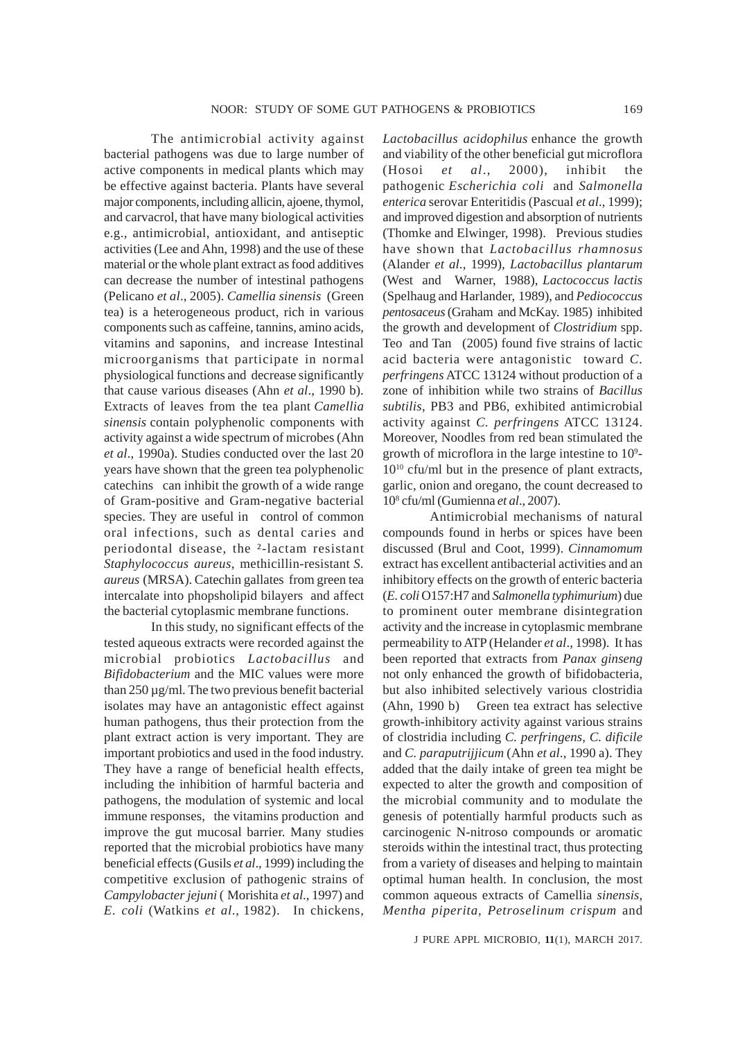The antimicrobial activity against bacterial pathogens was due to large number of active components in medical plants which may be effective against bacteria. Plants have several major components, including allicin, ajoene, thymol, and carvacrol, that have many biological activities e.g., antimicrobial, antioxidant, and antiseptic activities (Lee and Ahn, 1998) and the use of these material or the whole plant extract as food additives can decrease the number of intestinal pathogens (Pelicano *et al*., 2005). *Camellia sinensis* (Green tea) is a heterogeneous product, rich in various components such as caffeine, tannins, amino acids, vitamins and saponins, and increase Intestinal microorganisms that participate in normal physiological functions and decrease significantly that cause various diseases (Ahn *et al*., 1990 b). Extracts of leaves from the tea plant *Camellia sinensis* contain polyphenolic components with activity against a wide spectrum of microbes (Ahn *et al*., 1990a). Studies conducted over the last 20 years have shown that the green tea polyphenolic catechins can inhibit the growth of a wide range of Gram-positive and Gram-negative bacterial species. They are useful in control of common oral infections, such as dental caries and periodontal disease, the ²-lactam resistant *Staphylococcus aureus*, methicillin-resistant *S. aureus* (MRSA). Catechin gallates from green tea intercalate into phopsholipid bilayers and affect the bacterial cytoplasmic membrane functions.

In this study, no significant effects of the tested aqueous extracts were recorded against the microbial probiotics *Lactobacillus* and *Bifidobacterium* and the MIC values were more than 250 µg/ml. The two previous benefit bacterial isolates may have an antagonistic effect against human pathogens, thus their protection from the plant extract action is very important. They are important probiotics and used in the food industry. They have a range of beneficial health effects, including the inhibition of harmful bacteria and pathogens, the modulation of systemic and local immune responses, the vitamins production and improve the gut mucosal barrier. Many studies reported that the microbial probiotics have many beneficial effects (Gusils *et al*., 1999) including the competitive exclusion of pathogenic strains of *Campylobacter jejuni* ( Morishita *et al*., 1997) and *E. coli* (Watkins *et al*., 1982). In chickens, *Lactobacillus acidophilus* enhance the growth and viability of the other beneficial gut microflora (Hosoi *et al*., 2000), inhibit the pathogenic *Escherichia coli* and *Salmonella enterica* serovar Enteritidis (Pascual *et al*., 1999); and improved digestion and absorption of nutrients (Thomke and Elwinger, 1998). Previous studies have shown that *Lactobacillus rhamnosus* (Alander *et al*., 1999), *Lactobacillus plantarum* (West and Warner, 1988), *Lactococcus lactis* (Spelhaug and Harlander, 1989), and *Pediococcus pentosaceus* (Graham and McKay. 1985) inhibited the growth and development of *Clostridium* spp. Teo and Tan (2005) found five strains of lactic acid bacteria were antagonistic toward *C. perfringens* ATCC 13124 without production of a zone of inhibition while two strains of *Bacillus subtilis*, PB3 and PB6, exhibited antimicrobial activity against *C. perfringens* ATCC 13124. Moreover, Noodles from red bean stimulated the growth of microflora in the large intestine to $10^9$-$10^{10}$ cfu/ml but in the presence of plant extracts, garlic, onion and oregano, the count decreased to $10^8$ cfu/ml (Gumienna *et al*., 2007).

Antimicrobial mechanisms of natural compounds found in herbs or spices have been discussed (Brul and Coot, 1999). *Cinnamomum* extract has excellent antibacterial activities and an inhibitory effects on the growth of enteric bacteria (*E. coli* O157:H7 and *Salmonella typhimurium*) due to prominent outer membrane disintegration activity and the increase in cytoplasmic membrane permeability to ATP (Helander *et al*., 1998). It has been reported that extracts from *Panax ginseng* not only enhanced the growth of bifidobacteria, but also inhibited selectively various clostridia (Ahn, 1990 b) Green tea extract has selective growth-inhibitory activity against various strains of clostridia including *C. perfringens, C. dificile* and *C. paraputrijjicum* (Ahn *et al*., 1990 a). They added that the daily intake of green tea might be expected to alter the growth and composition of the microbial community and to modulate the genesis of potentially harmful products such as carcinogenic N-nitroso compounds or aromatic steroids within the intestinal tract, thus protecting from a variety of diseases and helping to maintain optimal human health. In conclusion, the most common aqueous extracts of Camellia *sinensis, Mentha piperita, Petroselinum crispum* and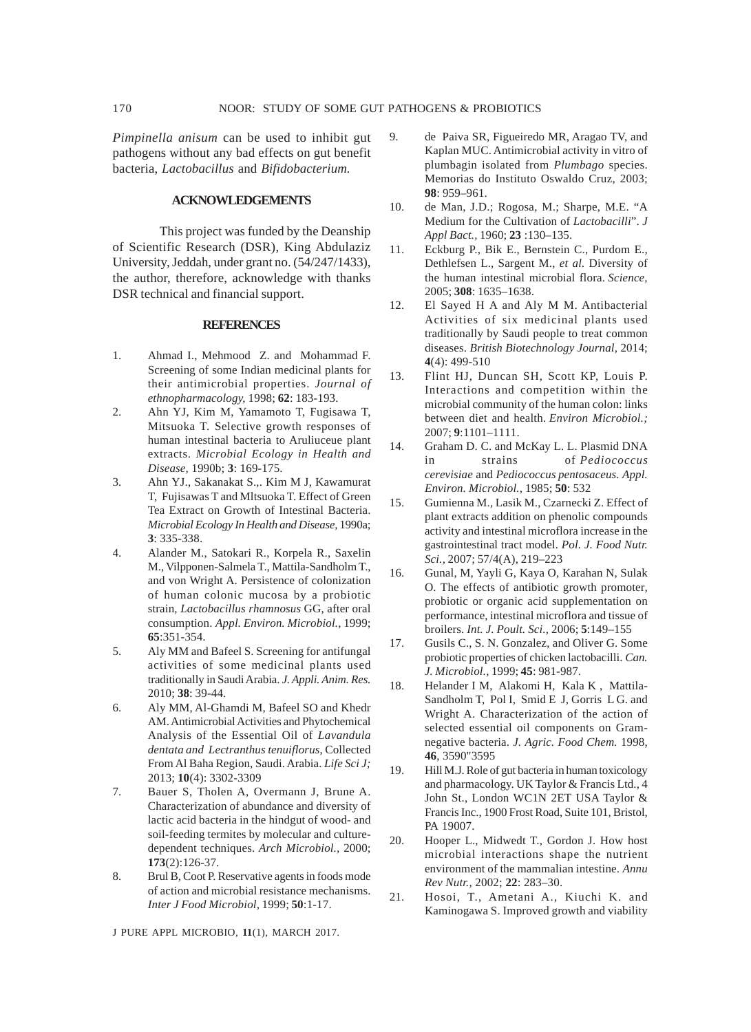*Pimpinella anisum* can be used to inhibit gut pathogens without any bad effects on gut benefit bacteria, *Lactobacillus* and *Bifidobacterium.*

## ACKNOWLEDGEMENTS

This project was funded by the Deanship of Scientific Research (DSR), King Abdulaziz University, Jeddah, under grant no. (54/247/1433), the author, therefore, acknowledge with thanks DSR technical and financial support.

## REFERENCES

1. Ahmad I., Mehmood Z. and Mohammad F. Screening of some Indian medicinal plants for their antimicrobial properties. *Journal of ethnopharmacology*, 1998; **62**: 183-193.
2. Ahn YJ, Kim M, Yamamoto T, Fugisawa T, Mitsuoka T. Selective growth responses of human intestinal bacteria to Aruliuceue plant extracts. *Microbial Ecology in Health and Disease*, 1990b; **3**: 169-175.
3. Ahn YJ., Sakanakat S.,. Kim M J, Kawamurat T, Fujisawas T and Mltsuoka T. Effect of Green Tea Extract on Growth of Intestinal Bacteria. *Microbial Ecology In Health and Disease*, 1990a; **3**: 335-338.
4. Alander M., Satokari R., Korpela R., Saxelin M., Vilpponen-Salmela T., Mattila-Sandholm T., and von Wright A. Persistence of colonization of human colonic mucosa by a probiotic strain, *Lactobacillus rhamnosus* GG, after oral consumption. *Appl. Environ. Microbiol.*, 1999; **65**:351-354.
5. Aly MM and Bafeel S. Screening for antifungal activities of some medicinal plants used traditionally in Saudi Arabia. *J. Appli. Anim. Res.* 2010; **38**: 39-44.
6. Aly MM, Al-Ghamdi M, Bafeel SO and Khedr AM. Antimicrobial Activities and Phytochemical Analysis of the Essential Oil of *Lavandula dentata and Lectranthus tenuiflorus*, Collected From Al Baha Region, Saudi. Arabia. *Life Sci J;* 2013; **10**(4): 3302-3309
7. Bauer S, Tholen A, Overmann J, Brune A. Characterization of abundance and diversity of lactic acid bacteria in the hindgut of wood- and soil-feeding termites by molecular and culture-dependent techniques. *Arch Microbiol.*, 2000; **173**(2):126-37.
8. Brul B, Coot P. Reservative agents in foods mode of action and microbial resistance mechanisms. *Inter J Food Microbiol*, 1999; **50**:1-17.
9. de Paiva SR, Figueiredo MR, Aragao TV, and Kaplan MUC. Antimicrobial activity in vitro of plumbagin isolated from *Plumbago* species. Memorias do Instituto Oswaldo Cruz, 2003; **98**: 959–961.
10. de Man, J.D.; Rogosa, M.; Sharpe, M.E. "A Medium for the Cultivation of *Lactobacilli*". *J Appl Bact.*, 1960; **23** :130–135.
11. Eckburg P., Bik E., Bernstein C., Purdom E., Dethlefsen L., Sargent M., *et al.* Diversity of the human intestinal microbial flora. *Science*, 2005; **308**: 1635–1638.
12. El Sayed H A and Aly M M. Antibacterial Activities of six medicinal plants used traditionally by Saudi people to treat common diseases. *British Biotechnology Journal*, 2014; **4**(4): 499-510
13. Flint HJ, Duncan SH, Scott KP, Louis P. Interactions and competition within the microbial community of the human colon: links between diet and health. *Environ Microbiol.;* 2007; **9**:1101–1111.
14. Graham D. C. and McKay L. L. Plasmid DNA in strains of *Pediococcus cerevisiae* and *Pediococcus pentosaceus*. *Appl. Environ. Microbiol.*, 1985; **50**: 532
15. Gumienna M., Lasik M., Czarnecki Z. Effect of plant extracts addition on phenolic compounds activity and intestinal microflora increase in the gastrointestinal tract model. *Pol. J. Food Nutr. Sci.*, 2007; 57/4(A), 219–223
16. Gunal, M, Yayli G, Kaya O, Karahan N, Sulak O. The effects of antibiotic growth promoter, probiotic or organic acid supplementation on performance, intestinal microflora and tissue of broilers. *Int. J. Poult. Sci.*, 2006; **5**:149–155
17. Gusils C., S. N. Gonzalez, and Oliver G. Some probiotic properties of chicken lactobacilli. *Can. J. Microbiol.*, 1999; **45**: 981-987.
18. Helander I M, Alakomi H, Kala K , Mattila-Sandholm T, Pol I, Smid E J, Gorris L G. and Wright A. Characterization of the action of selected essential oil components on Gram-negative bacteria. *J. Agric. Food Chem.* 1998, **46**, 3590"3595
19. Hill M.J. Role of gut bacteria in human toxicology and pharmacology. UK Taylor & Francis Ltd., 4 John St., London WC1N 2ET USA Taylor & Francis Inc., 1900 Frost Road, Suite 101, Bristol, PA 19007.
20. Hooper L., Midwedt T., Gordon J. How host microbial interactions shape the nutrient environment of the mammalian intestine. *Annu Rev Nutr.*, 2002; **22**: 283–30.
21. Hosoi, T., Ametani A., Kiuchi K. and Kaminogawa S. Improved growth and viability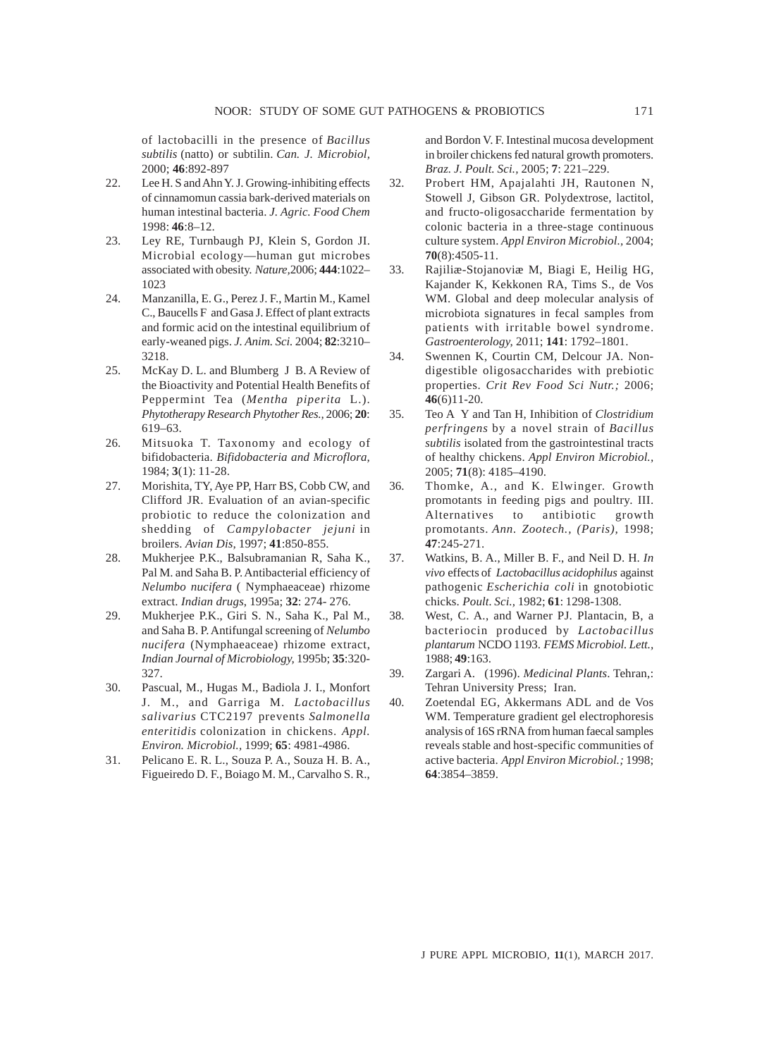of lactobacilli in the presence of *Bacillus subtilis* (natto) or subtilin. *Can. J. Microbiol,* 2000; **46**:892-897

22. Lee H. S and Ahn Y. J. Growing-inhibiting effects of cinnamomun cassia bark-derived materials on human intestinal bacteria. *J. Agric. Food Chem* 1998: **46**:8–12.
23. Ley RE, Turnbaugh PJ, Klein S, Gordon JI. Microbial ecology—human gut microbes associated with obesity. *Nature,*2006; **444**:1022–1023
24. Manzanilla, E. G., Perez J. F., Martin M., Kamel C., Baucells F and Gasa J. Effect of plant extracts and formic acid on the intestinal equilibrium of early-weaned pigs. *J. Anim. Sci.* 2004; **82**:3210–3218.
25. McKay D. L. and Blumberg J B. A Review of the Bioactivity and Potential Health Benefits of Peppermint Tea (*Mentha piperita* L.). *Phytotherapy Research Phytother Res.,* 2006; **20**: 619–63.
26. Mitsuoka T. Taxonomy and ecology of bifidobacteria. *Bifidobacteria and Microflora,* 1984; **3**(1): 11-28.
27. Morishita, TY, Aye PP, Harr BS, Cobb CW, and Clifford JR. Evaluation of an avian-specific probiotic to reduce the colonization and shedding of *Campylobacter jejuni* in broilers. *Avian Dis,* 1997; **41**:850-855.
28. Mukherjee P.K., Balsubramanian R, Saha K., Pal M. and Saha B. P. Antibacterial efficiency of *Nelumbo nucifera* ( Nymphaeaceae) rhizome extract. *Indian drugs*, 1995a; **32**: 274- 276.
29. Mukherjee P.K., Giri S. N., Saha K., Pal M., and Saha B. P. Antifungal screening of *Nelumbo nucifera* (Nymphaeaceae) rhizome extract, *Indian Journal of Microbiology,* 1995b; **35**:320-327.
30. Pascual, M., Hugas M., Badiola J. I., Monfort J. M., and Garriga M. *Lactobacillus salivarius* CTC2197 prevents *Salmonella enteritidis* colonization in chickens. *Appl. Environ. Microbiol.,* 1999; **65**: 4981-4986.
31. Pelicano E. R. L., Souza P. A., Souza H. B. A., Figueiredo D. F., Boiago M. M., Carvalho S. R., and Bordon V. F. Intestinal mucosa development in broiler chickens fed natural growth promoters. *Braz. J. Poult. Sci.,* 2005; **7**: 221–229.
32. Probert HM, Apajalahti JH, Rautonen N, Stowell J, Gibson GR. Polydextrose, lactitol, and fructo-oligosaccharide fermentation by colonic bacteria in a three-stage continuous culture system. *Appl Environ Microbiol.,* 2004; **70**(8):4505-11.
33. Rajiliæ-Stojanoviæ M, Biagi E, Heilig HG, Kajander K, Kekkonen RA, Tims S., de Vos WM. Global and deep molecular analysis of microbiota signatures in fecal samples from patients with irritable bowel syndrome. *Gastroenterology,* 2011; **141**: 1792–1801.
34. Swennen K, Courtin CM, Delcour JA. Non-digestible oligosaccharides with prebiotic properties. *Crit Rev Food Sci Nutr.;* 2006; **46**(6)11-20.
35. Teo A Y and Tan H, Inhibition of *Clostridium perfringens* by a novel strain of *Bacillus subtilis* isolated from the gastrointestinal tracts of healthy chickens. *Appl Environ Microbiol.,* 2005; **71**(8): 4185–4190.
36. Thomke, A., and K. Elwinger. Growth promotants in feeding pigs and poultry. III. Alternatives to antibiotic growth promotants. *Ann. Zootech., (Paris),* 1998; **47**:245-271.
37. Watkins, B. A., Miller B. F., and Neil D. H. *In vivo* effects of *Lactobacillus acidophilus* against pathogenic *Escherichia coli* in gnotobiotic chicks. *Poult. Sci.,* 1982; **61**: 1298-1308.
38. West, C. A., and Warner PJ. Plantacin, B, a bacteriocin produced by *Lactobacillus plantarum* NCDO 1193. *FEMS Microbiol. Lett.,* 1988; **49**:163.
39. Zargari A. (1996). *Medicinal Plants*. Tehran,: Tehran University Press; Iran.
40. Zoetendal EG, Akkermans ADL and de Vos WM. Temperature gradient gel electrophoresis analysis of 16S rRNA from human faecal samples reveals stable and host-specific communities of active bacteria. *Appl Environ Microbiol.;* 1998; **64**:3854–3859.